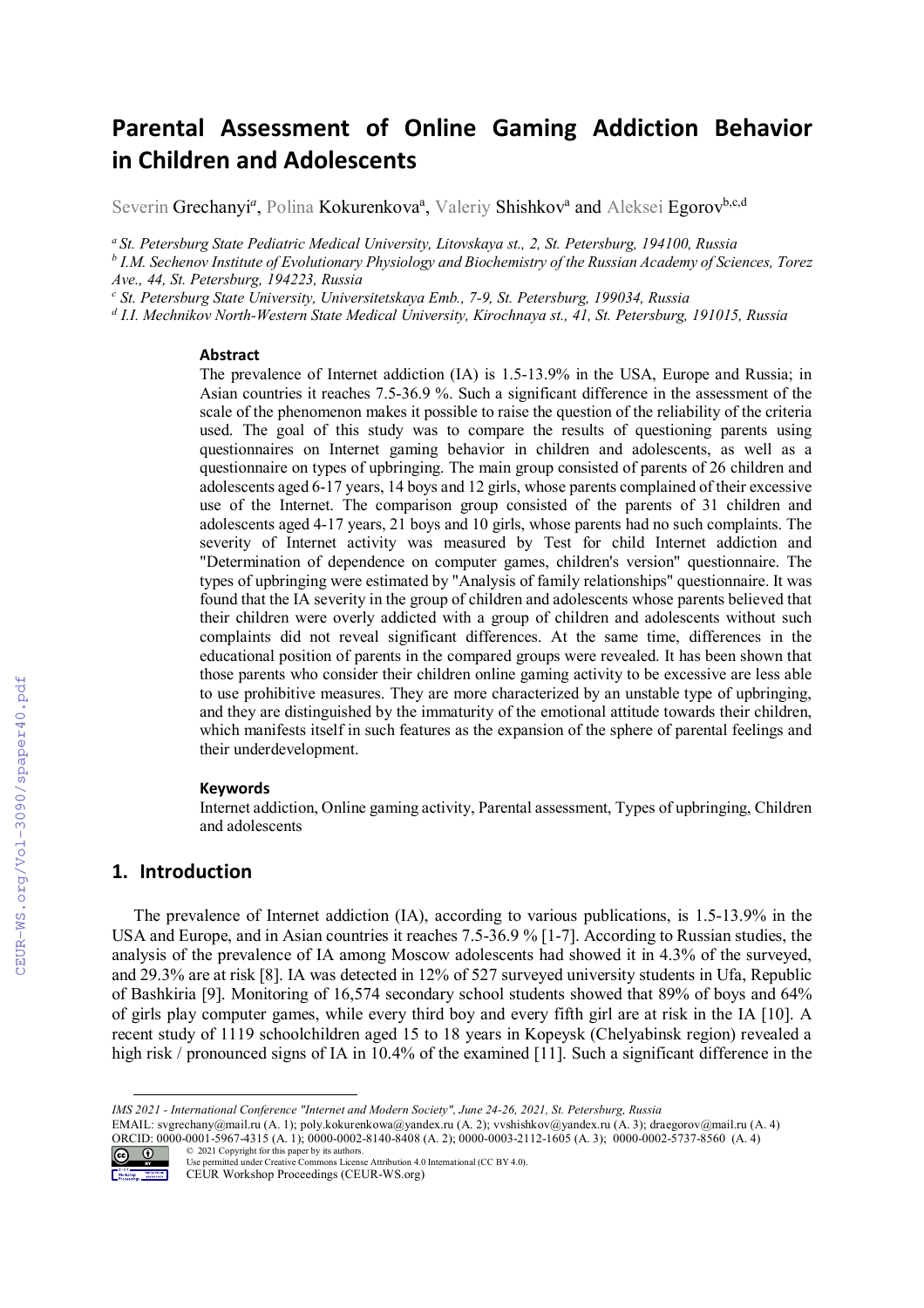# Parental Assessment of Online Gaming Addiction Behavior in Children and Adolescents

Severin Grechanyi[a], Polina Kokurenkova[a], Valeriy Shishkov[a] and Aleksei Egorov[b,c,d]

[a] *St. Petersburg State Pediatric Medical University, Litovskaya st., 2, St. Petersburg, 194100, Russia*

[b] *I.M. Sechenov Institute of Evolutionary Physiology and Biochemistry of the Russian Academy of Sciences, Torez Ave., 44, St. Petersburg, 194223, Russia*

[c] *St. Petersburg State University, Universitetskaya Emb., 7-9, St. Petersburg, 199034, Russia*

[d] *I.I. Mechnikov North-Western State Medical University, Kirochnaya st., 41, St. Petersburg, 191015, Russia*

### Abstract

The prevalence of Internet addiction (IA) is 1.5-13.9% in the USA, Europe and Russia; in Asian countries it reaches 7.5-36.9 %. Such a significant difference in the assessment of the scale of the phenomenon makes it possible to raise the question of the reliability of the criteria used. The goal of this study was to compare the results of questioning parents using questionnaires on Internet gaming behavior in children and adolescents, as well as a questionnaire on types of upbringing. The main group consisted of parents of 26 children and adolescents aged 6-17 years, 14 boys and 12 girls, whose parents complained of their excessive use of the Internet. The comparison group consisted of the parents of 31 children and adolescents aged 4-17 years, 21 boys and 10 girls, whose parents had no such complaints. The severity of Internet activity was measured by Test for child Internet addiction and "Determination of dependence on computer games, children's version" questionnaire. The types of upbringing were estimated by "Analysis of family relationships" questionnaire. It was found that the IA severity in the group of children and adolescents whose parents believed that their children were overly addicted with a group of children and adolescents without such complaints did not reveal significant differences. At the same time, differences in the educational position of parents in the compared groups were revealed. It has been shown that those parents who consider their children online gaming activity to be excessive are less able to use prohibitive measures. They are more characterized by an unstable type of upbringing, and they are distinguished by the immaturity of the emotional attitude towards their children, which manifests itself in such features as the expansion of the sphere of parental feelings and their underdevelopment.

### Keywords

Internet addiction, Online gaming activity, Parental assessment, Types of upbringing, Children and adolescents

## 1. Introduction

The prevalence of Internet addiction (IA), according to various publications, is 1.5-13.9% in the USA and Europe, and in Asian countries it reaches 7.5-36.9 % [1-7]. According to Russian studies, the analysis of the prevalence of IA among Moscow adolescents had showed it in 4.3% of the surveyed, and 29.3% are at risk [8]. IA was detected in 12% of 527 surveyed university students in Ufa, Republic of Bashkiria [9]. Monitoring of 16,574 secondary school students showed that 89% of boys and 64% of girls play computer games, while every third boy and every fifth girl are at risk in the IA [10]. A recent study of 1119 schoolchildren aged 15 to 18 years in Kopeysk (Chelyabinsk region) revealed a high risk / pronounced signs of IA in 10.4% of the examined [11]. Such a significant difference in the

---

*IMS 2021 - International Conference "Internet and Modern Society", June 24-26, 2021, St. Petersburg, Russia*
EMAIL: svgrechany@mail.ru (A. 1); poly.kokurenkowa@yandex.ru (A. 2); vvshishkov@yandex.ru (A. 3); draegorov@mail.ru (A. 4)
ORCID: 0000-0001-5967-4315 (A. 1); 0000-0002-8140-8408 (A. 2); 0000-0003-2112-1605 (A. 3); 0000-0002-5737-8560 (A. 4)
© 2021 Copyright for this paper by its authors.
Use permitted under Creative Commons License Attribution 4.0 International (CC BY 4.0).
CEUR Workshop Proceedings (CEUR-WS.org)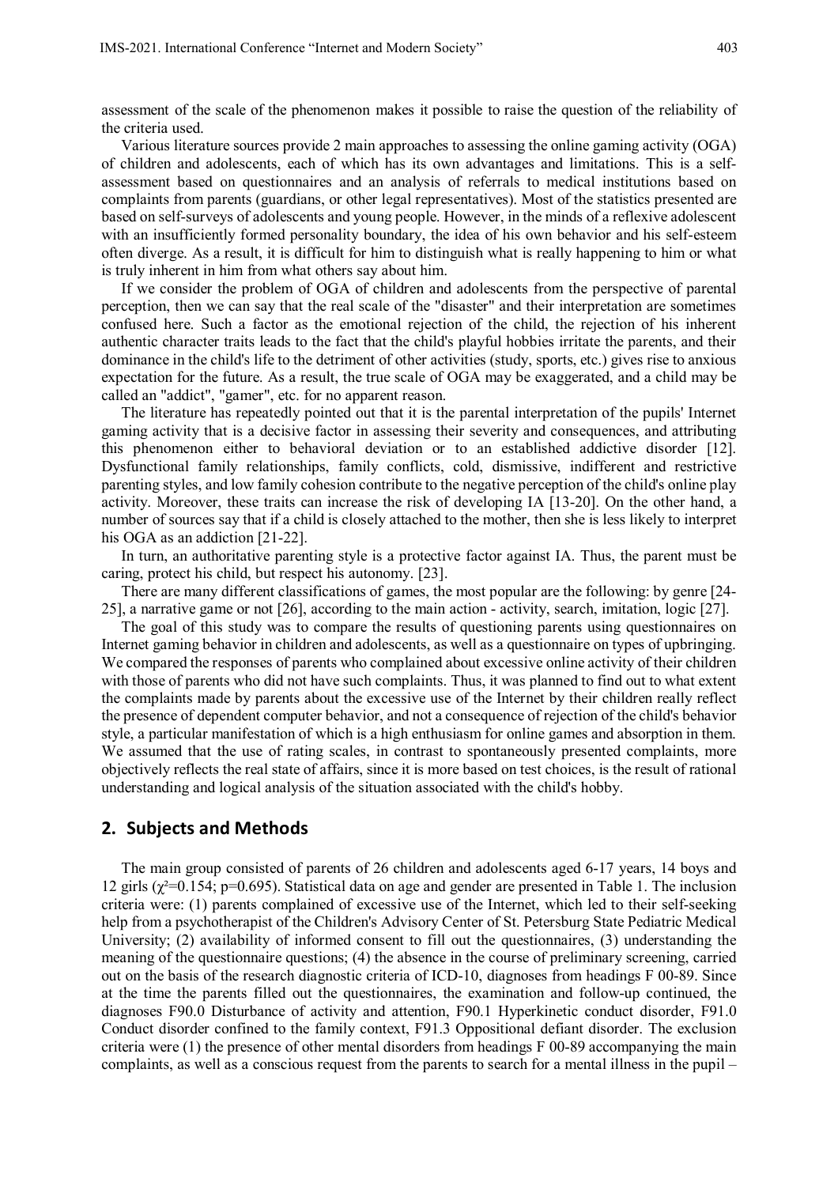assessment of the scale of the phenomenon makes it possible to raise the question of the reliability of the criteria used.

Various literature sources provide 2 main approaches to assessing the online gaming activity (OGA) of children and adolescents, each of which has its own advantages and limitations. This is a self-assessment based on questionnaires and an analysis of referrals to medical institutions based on complaints from parents (guardians, or other legal representatives). Most of the statistics presented are based on self-surveys of adolescents and young people. However, in the minds of a reflexive adolescent with an insufficiently formed personality boundary, the idea of his own behavior and his self-esteem often diverge. As a result, it is difficult for him to distinguish what is really happening to him or what is truly inherent in him from what others say about him.

If we consider the problem of OGA of children and adolescents from the perspective of parental perception, then we can say that the real scale of the "disaster" and their interpretation are sometimes confused here. Such a factor as the emotional rejection of the child, the rejection of his inherent authentic character traits leads to the fact that the child's playful hobbies irritate the parents, and their dominance in the child's life to the detriment of other activities (study, sports, etc.) gives rise to anxious expectation for the future. As a result, the true scale of OGA may be exaggerated, and a child may be called an "addict", "gamer", etc. for no apparent reason.

The literature has repeatedly pointed out that it is the parental interpretation of the pupils' Internet gaming activity that is a decisive factor in assessing their severity and consequences, and attributing this phenomenon either to behavioral deviation or to an established addictive disorder [12]. Dysfunctional family relationships, family conflicts, cold, dismissive, indifferent and restrictive parenting styles, and low family cohesion contribute to the negative perception of the child's online play activity. Moreover, these traits can increase the risk of developing IA [13-20]. On the other hand, a number of sources say that if a child is closely attached to the mother, then she is less likely to interpret his OGA as an addiction [21-22].

In turn, an authoritative parenting style is a protective factor against IA. Thus, the parent must be caring, protect his child, but respect his autonomy. [23].

There are many different classifications of games, the most popular are the following: by genre [24-25], a narrative game or not [26], according to the main action - activity, search, imitation, logic [27].

The goal of this study was to compare the results of questioning parents using questionnaires on Internet gaming behavior in children and adolescents, as well as a questionnaire on types of upbringing. We compared the responses of parents who complained about excessive online activity of their children with those of parents who did not have such complaints. Thus, it was planned to find out to what extent the complaints made by parents about the excessive use of the Internet by their children really reflect the presence of dependent computer behavior, and not a consequence of rejection of the child's behavior style, a particular manifestation of which is a high enthusiasm for online games and absorption in them. We assumed that the use of rating scales, in contrast to spontaneously presented complaints, more objectively reflects the real state of affairs, since it is more based on test choices, is the result of rational understanding and logical analysis of the situation associated with the child's hobby.

## 2. Subjects and Methods

The main group consisted of parents of 26 children and adolescents aged 6-17 years, 14 boys and 12 girls ($\chi^2$=0.154; p=0.695). Statistical data on age and gender are presented in Table 1. The inclusion criteria were: (1) parents complained of excessive use of the Internet, which led to their self-seeking help from a psychotherapist of the Children's Advisory Center of St. Petersburg State Pediatric Medical University; (2) availability of informed consent to fill out the questionnaires, (3) understanding the meaning of the questionnaire questions; (4) the absence in the course of preliminary screening, carried out on the basis of the research diagnostic criteria of ICD-10, diagnoses from headings F 00-89. Since at the time the parents filled out the questionnaires, the examination and follow-up continued, the diagnoses F90.0 Disturbance of activity and attention, F90.1 Hyperkinetic conduct disorder, F91.0 Conduct disorder confined to the family context, F91.3 Oppositional defiant disorder. The exclusion criteria were (1) the presence of other mental disorders from headings F 00-89 accompanying the main complaints, as well as a conscious request from the parents to search for a mental illness in the pupil –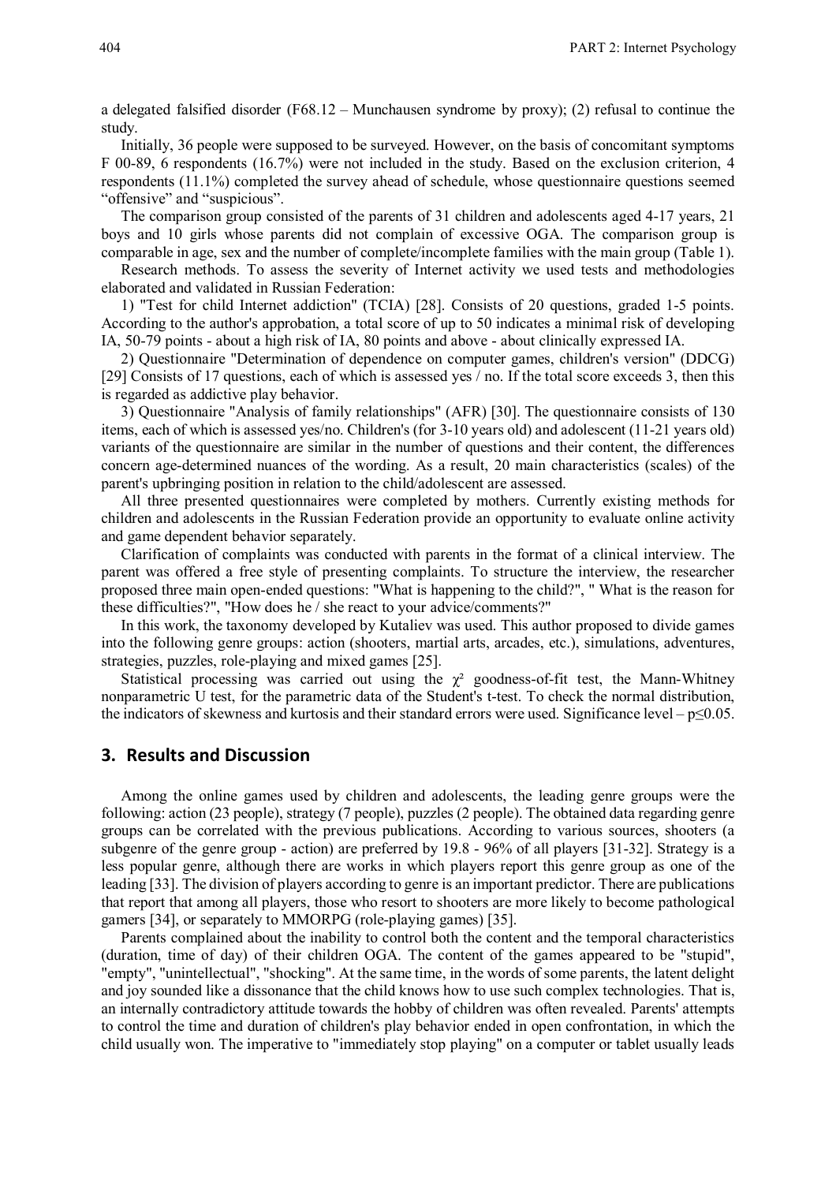a delegated falsified disorder (F68.12 – Munchausen syndrome by proxy); (2) refusal to continue the study.

Initially, 36 people were supposed to be surveyed. However, on the basis of concomitant symptoms F 00-89, 6 respondents (16.7%) were not included in the study. Based on the exclusion criterion, 4 respondents (11.1%) completed the survey ahead of schedule, whose questionnaire questions seemed "offensive" and "suspicious".

The comparison group consisted of the parents of 31 children and adolescents aged 4-17 years, 21 boys and 10 girls whose parents did not complain of excessive OGA. The comparison group is comparable in age, sex and the number of complete/incomplete families with the main group (Table 1).

Research methods. To assess the severity of Internet activity we used tests and methodologies elaborated and validated in Russian Federation:

1) "Test for child Internet addiction" (TCIA) [28]. Consists of 20 questions, graded 1-5 points. According to the author's approbation, a total score of up to 50 indicates a minimal risk of developing IA, 50-79 points - about a high risk of IA, 80 points and above - about clinically expressed IA.

2) Questionnaire "Determination of dependence on computer games, children's version" (DDCG) [29] Consists of 17 questions, each of which is assessed yes / no. If the total score exceeds 3, then this is regarded as addictive play behavior.

3) Questionnaire "Analysis of family relationships" (AFR) [30]. The questionnaire consists of 130 items, each of which is assessed yes/no. Children's (for 3-10 years old) and adolescent (11-21 years old) variants of the questionnaire are similar in the number of questions and their content, the differences concern age-determined nuances of the wording. As a result, 20 main characteristics (scales) of the parent's upbringing position in relation to the child/adolescent are assessed.

All three presented questionnaires were completed by mothers. Currently existing methods for children and adolescents in the Russian Federation provide an opportunity to evaluate online activity and game dependent behavior separately.

Clarification of complaints was conducted with parents in the format of a clinical interview. The parent was offered a free style of presenting complaints. To structure the interview, the researcher proposed three main open-ended questions: "What is happening to the child?", " What is the reason for these difficulties?", "How does he / she react to your advice/comments?"

In this work, the taxonomy developed by Kutaliev was used. This author proposed to divide games into the following genre groups: action (shooters, martial arts, arcades, etc.), simulations, adventures, strategies, puzzles, role-playing and mixed games [25].

Statistical processing was carried out using the $\chi^2$ goodness-of-fit test, the Mann-Whitney nonparametric U test, for the parametric data of the Student's t-test. To check the normal distribution, the indicators of skewness and kurtosis and their standard errors were used. Significance level – $p \leq 0.05$.

## 3. Results and Discussion

Among the online games used by children and adolescents, the leading genre groups were the following: action (23 people), strategy (7 people), puzzles (2 people). The obtained data regarding genre groups can be correlated with the previous publications. According to various sources, shooters (a subgenre of the genre group - action) are preferred by 19.8 - 96% of all players [31-32]. Strategy is a less popular genre, although there are works in which players report this genre group as one of the leading [33]. The division of players according to genre is an important predictor. There are publications that report that among all players, those who resort to shooters are more likely to become pathological gamers [34], or separately to MMORPG (role-playing games) [35].

Parents complained about the inability to control both the content and the temporal characteristics (duration, time of day) of their children OGA. The content of the games appeared to be "stupid", "empty", "unintellectual", "shocking". At the same time, in the words of some parents, the latent delight and joy sounded like a dissonance that the child knows how to use such complex technologies. That is, an internally contradictory attitude towards the hobby of children was often revealed. Parents' attempts to control the time and duration of children's play behavior ended in open confrontation, in which the child usually won. The imperative to "immediately stop playing" on a computer or tablet usually leads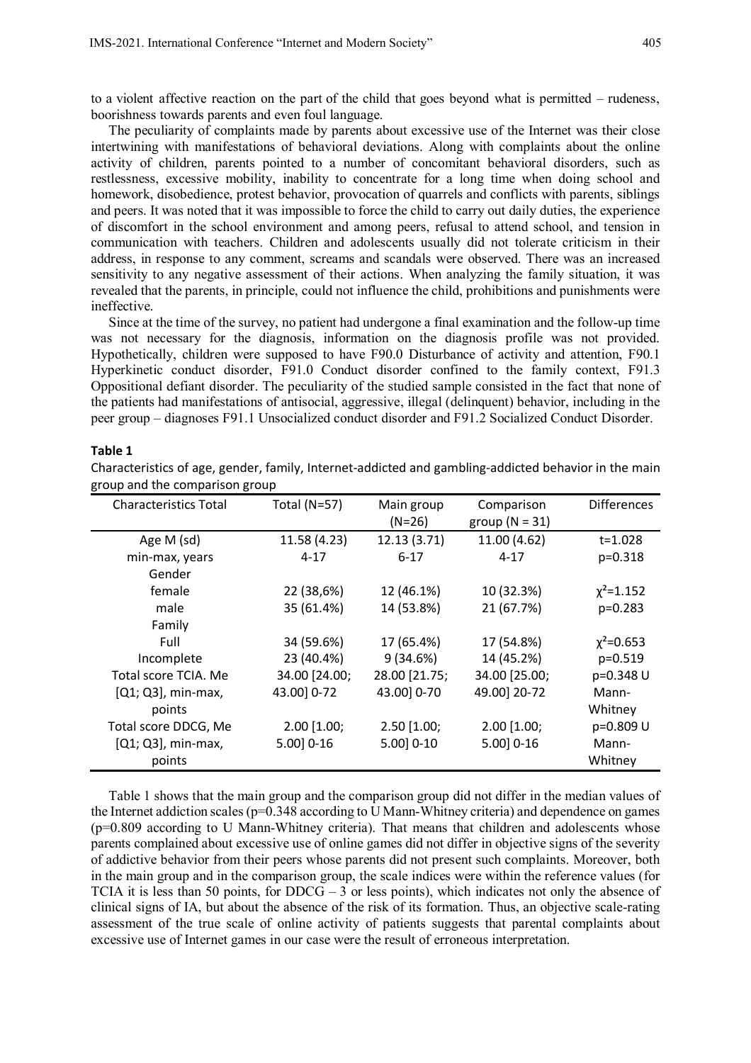to a violent affective reaction on the part of the child that goes beyond what is permitted – rudeness, boorishness towards parents and even foul language.

The peculiarity of complaints made by parents about excessive use of the Internet was their close intertwining with manifestations of behavioral deviations. Along with complaints about the online activity of children, parents pointed to a number of concomitant behavioral disorders, such as restlessness, excessive mobility, inability to concentrate for a long time when doing school and homework, disobedience, protest behavior, provocation of quarrels and conflicts with parents, siblings and peers. It was noted that it was impossible to force the child to carry out daily duties, the experience of discomfort in the school environment and among peers, refusal to attend school, and tension in communication with teachers. Children and adolescents usually did not tolerate criticism in their address, in response to any comment, screams and scandals were observed. There was an increased sensitivity to any negative assessment of their actions. When analyzing the family situation, it was revealed that the parents, in principle, could not influence the child, prohibitions and punishments were ineffective.

Since at the time of the survey, no patient had undergone a final examination and the follow-up time was not necessary for the diagnosis, information on the diagnosis profile was not provided. Hypothetically, children were supposed to have F90.0 Disturbance of activity and attention, F90.1 Hyperkinetic conduct disorder, F91.0 Conduct disorder confined to the family context, F91.3 Oppositional defiant disorder. The peculiarity of the studied sample consisted in the fact that none of the patients had manifestations of antisocial, aggressive, illegal (delinquent) behavior, including in the peer group – diagnoses F91.1 Unsocialized conduct disorder and F91.2 Socialized Conduct Disorder.

**Table 1**

Characteristics of age, gender, family, Internet-addicted and gambling-addicted behavior in the main group and the comparison group

| Characteristics Total | Total (N=57) | Main group (N=26) | Comparison group (N = 31) | Differences |
|---|---|---|---|---|
| Age M (sd) | 11.58 (4.23) | 12.13 (3.71) | 11.00 (4.62) | t=1.028 |
| min-max, years | 4-17 | 6-17 | 4-17 | p=0.318 |
| Gender | | | | |
| female | 22 (38,6%) | 12 (46.1%) | 10 (32.3%) | $\chi^2$=1.152 |
| male | 35 (61.4%) | 14 (53.8%) | 21 (67.7%) | p=0.283 |
| Family | | | | |
| Full | 34 (59.6%) | 17 (65.4%) | 17 (54.8%) | $\chi^2$=0.653 |
| Incomplete | 23 (40.4%) | 9 (34.6%) | 14 (45.2%) | p=0.519 |
| Total score TCIA. Me [Q1; Q3], min-max, points | 34.00 [24.00; 43.00] 0-72 | 28.00 [21.75; 43.00] 0-70 | 34.00 [25.00; 49.00] 20-72 | p=0.348 U Mann-Whitney |
| Total score DDCG, Me [Q1; Q3], min-max, points | 2.00 [1.00; 5.00] 0-16 | 2.50 [1.00; 5.00] 0-10 | 2.00 [1.00; 5.00] 0-16 | p=0.809 U Mann-Whitney |

Table 1 shows that the main group and the comparison group did not differ in the median values of the Internet addiction scales (p=0.348 according to U Mann-Whitney criteria) and dependence on games (p=0.809 according to U Mann-Whitney criteria). That means that children and adolescents whose parents complained about excessive use of online games did not differ in objective signs of the severity of addictive behavior from their peers whose parents did not present such complaints. Moreover, both in the main group and in the comparison group, the scale indices were within the reference values (for TCIA it is less than 50 points, for DDCG – 3 or less points), which indicates not only the absence of clinical signs of IA, but about the absence of the risk of its formation. Thus, an objective scale-rating assessment of the true scale of online activity of patients suggests that parental complaints about excessive use of Internet games in our case were the result of erroneous interpretation.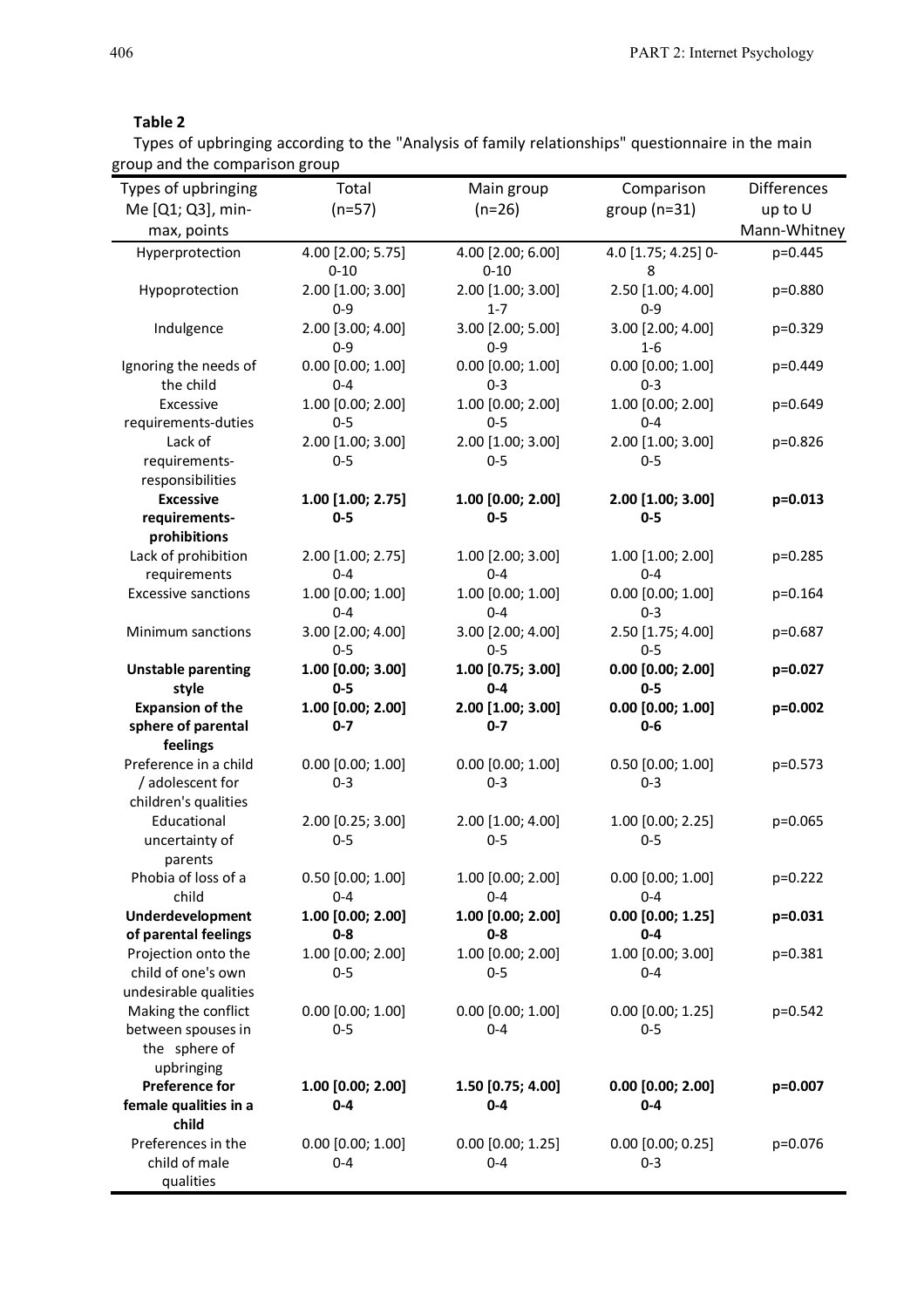**Table 2**

Types of upbringing according to the "Analysis of family relationships" questionnaire in the main group and the comparison group

| Types of upbringing Me [Q1; Q3], min-max, points | Total (n=57) | Main group (n=26) | Comparison group (n=31) | Differences up to U Mann-Whitney |
|---|---|---|---|---|
| Hyperprotection | 4.00 [2.00; 5.75] 0-10 | 4.00 [2.00; 6.00] 0-10 | 4.0 [1.75; 4.25] 0-8 | p=0.445 |
| Hypoprotection | 2.00 [1.00; 3.00] 0-9 | 2.00 [1.00; 3.00] 1-7 | 2.50 [1.00; 4.00] 0-9 | p=0.880 |
| Indulgence | 2.00 [3.00; 4.00] 0-9 | 3.00 [2.00; 5.00] 0-9 | 3.00 [2.00; 4.00] 1-6 | p=0.329 |
| Ignoring the needs of the child | 0.00 [0.00; 1.00] 0-4 | 0.00 [0.00; 1.00] 0-3 | 0.00 [0.00; 1.00] 0-3 | p=0.449 |
| Excessive requirements-duties | 1.00 [0.00; 2.00] 0-5 | 1.00 [0.00; 2.00] 0-5 | 1.00 [0.00; 2.00] 0-4 | p=0.649 |
| Lack of requirements-responsibilities | 2.00 [1.00; 3.00] 0-5 | 2.00 [1.00; 3.00] 0-5 | 2.00 [1.00; 3.00] 0-5 | p=0.826 |
| **Excessive requirements-prohibitions** | **1.00 [1.00; 2.75] 0-5** | **1.00 [0.00; 2.00] 0-5** | **2.00 [1.00; 3.00] 0-5** | **p=0.013** |
| Lack of prohibition requirements | 2.00 [1.00; 2.75] 0-4 | 1.00 [2.00; 3.00] 0-4 | 1.00 [1.00; 2.00] 0-4 | p=0.285 |
| Excessive sanctions | 1.00 [0.00; 1.00] 0-4 | 1.00 [0.00; 1.00] 0-4 | 0.00 [0.00; 1.00] 0-3 | p=0.164 |
| Minimum sanctions | 3.00 [2.00; 4.00] 0-5 | 3.00 [2.00; 4.00] 0-5 | 2.50 [1.75; 4.00] 0-5 | p=0.687 |
| **Unstable parenting style** | **1.00 [0.00; 3.00] 0-5** | **1.00 [0.75; 3.00] 0-4** | **0.00 [0.00; 2.00] 0-5** | **p=0.027** |
| **Expansion of the sphere of parental feelings** | **1.00 [0.00; 2.00] 0-7** | **2.00 [1.00; 3.00] 0-7** | **0.00 [0.00; 1.00] 0-6** | **p=0.002** |
| Preference in a child / adolescent for children's qualities | 0.00 [0.00; 1.00] 0-3 | 0.00 [0.00; 1.00] 0-3 | 0.50 [0.00; 1.00] 0-3 | p=0.573 |
| Educational uncertainty of parents | 2.00 [0.25; 3.00] 0-5 | 2.00 [1.00; 4.00] 0-5 | 1.00 [0.00; 2.25] 0-5 | p=0.065 |
| Phobia of loss of a child | 0.50 [0.00; 1.00] 0-4 | 1.00 [0.00; 2.00] 0-4 | 0.00 [0.00; 1.00] 0-4 | p=0.222 |
| **Underdevelopment of parental feelings** | **1.00 [0.00; 2.00] 0-8** | **1.00 [0.00; 2.00] 0-8** | **0.00 [0.00; 1.25] 0-4** | **p=0.031** |
| Projection onto the child of one's own undesirable qualities | 1.00 [0.00; 2.00] 0-5 | 1.00 [0.00; 2.00] 0-5 | 1.00 [0.00; 3.00] 0-4 | p=0.381 |
| Making the conflict between spouses in the sphere of upbringing | 0.00 [0.00; 1.00] 0-5 | 0.00 [0.00; 1.00] 0-4 | 0.00 [0.00; 1.25] 0-5 | p=0.542 |
| **Preference for female qualities in a child** | **1.00 [0.00; 2.00] 0-4** | **1.50 [0.75; 4.00] 0-4** | **0.00 [0.00; 2.00] 0-4** | **p=0.007** |
| Preferences in the child of male qualities | 0.00 [0.00; 1.00] 0-4 | 0.00 [0.00; 1.25] 0-4 | 0.00 [0.00; 0.25] 0-3 | p=0.076 |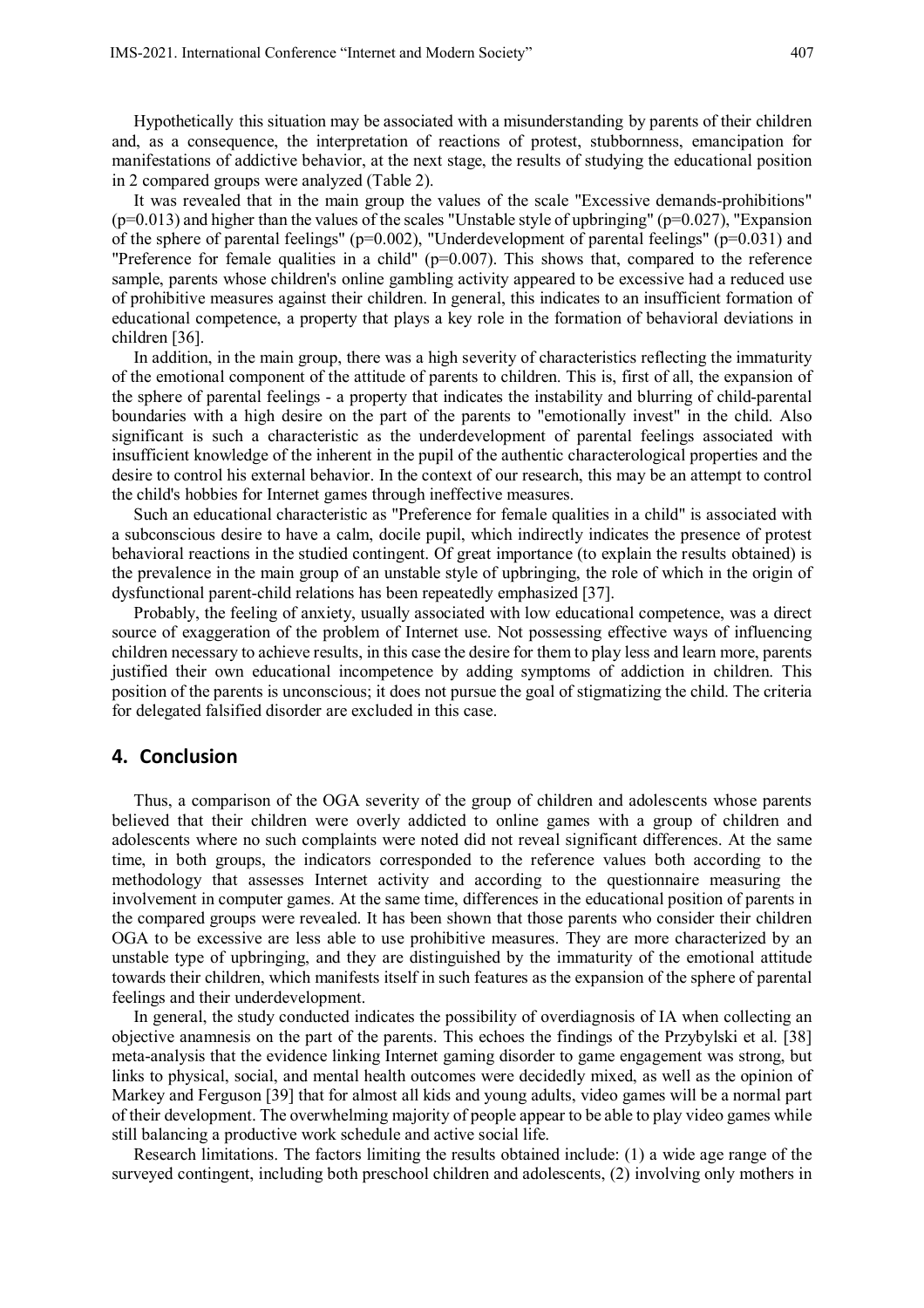Hypothetically this situation may be associated with a misunderstanding by parents of their children and, as a consequence, the interpretation of reactions of protest, stubbornness, emancipation for manifestations of addictive behavior, at the next stage, the results of studying the educational position in 2 compared groups were analyzed (Table 2).

It was revealed that in the main group the values of the scale "Excessive demands-prohibitions" ($p=0.013$) and higher than the values of the scales "Unstable style of upbringing" ($p=0.027$), "Expansion of the sphere of parental feelings" ($p=0.002$), "Underdevelopment of parental feelings" ($p=0.031$) and "Preference for female qualities in a child" ($p=0.007$). This shows that, compared to the reference sample, parents whose children's online gambling activity appeared to be excessive had a reduced use of prohibitive measures against their children. In general, this indicates to an insufficient formation of educational competence, a property that plays a key role in the formation of behavioral deviations in children [36].

In addition, in the main group, there was a high severity of characteristics reflecting the immaturity of the emotional component of the attitude of parents to children. This is, first of all, the expansion of the sphere of parental feelings - a property that indicates the instability and blurring of child-parental boundaries with a high desire on the part of the parents to "emotionally invest" in the child. Also significant is such a characteristic as the underdevelopment of parental feelings associated with insufficient knowledge of the inherent in the pupil of the authentic characterological properties and the desire to control his external behavior. In the context of our research, this may be an attempt to control the child's hobbies for Internet games through ineffective measures.

Such an educational characteristic as "Preference for female qualities in a child" is associated with a subconscious desire to have a calm, docile pupil, which indirectly indicates the presence of protest behavioral reactions in the studied contingent. Of great importance (to explain the results obtained) is the prevalence in the main group of an unstable style of upbringing, the role of which in the origin of dysfunctional parent-child relations has been repeatedly emphasized [37].

Probably, the feeling of anxiety, usually associated with low educational competence, was a direct source of exaggeration of the problem of Internet use. Not possessing effective ways of influencing children necessary to achieve results, in this case the desire for them to play less and learn more, parents justified their own educational incompetence by adding symptoms of addiction in children. This position of the parents is unconscious; it does not pursue the goal of stigmatizing the child. The criteria for delegated falsified disorder are excluded in this case.

## 4. Conclusion

Thus, a comparison of the OGA severity of the group of children and adolescents whose parents believed that their children were overly addicted to online games with a group of children and adolescents where no such complaints were noted did not reveal significant differences. At the same time, in both groups, the indicators corresponded to the reference values both according to the methodology that assesses Internet activity and according to the questionnaire measuring the involvement in computer games. At the same time, differences in the educational position of parents in the compared groups were revealed. It has been shown that those parents who consider their children OGA to be excessive are less able to use prohibitive measures. They are more characterized by an unstable type of upbringing, and they are distinguished by the immaturity of the emotional attitude towards their children, which manifests itself in such features as the expansion of the sphere of parental feelings and their underdevelopment.

In general, the study conducted indicates the possibility of overdiagnosis of IA when collecting an objective anamnesis on the part of the parents. This echoes the findings of the Przybylski et al. [38] meta-analysis that the evidence linking Internet gaming disorder to game engagement was strong, but links to physical, social, and mental health outcomes were decidedly mixed, as well as the opinion of Markey and Ferguson [39] that for almost all kids and young adults, video games will be a normal part of their development. The overwhelming majority of people appear to be able to play video games while still balancing a productive work schedule and active social life.

Research limitations. The factors limiting the results obtained include: (1) a wide age range of the surveyed contingent, including both preschool children and adolescents, (2) involving only mothers in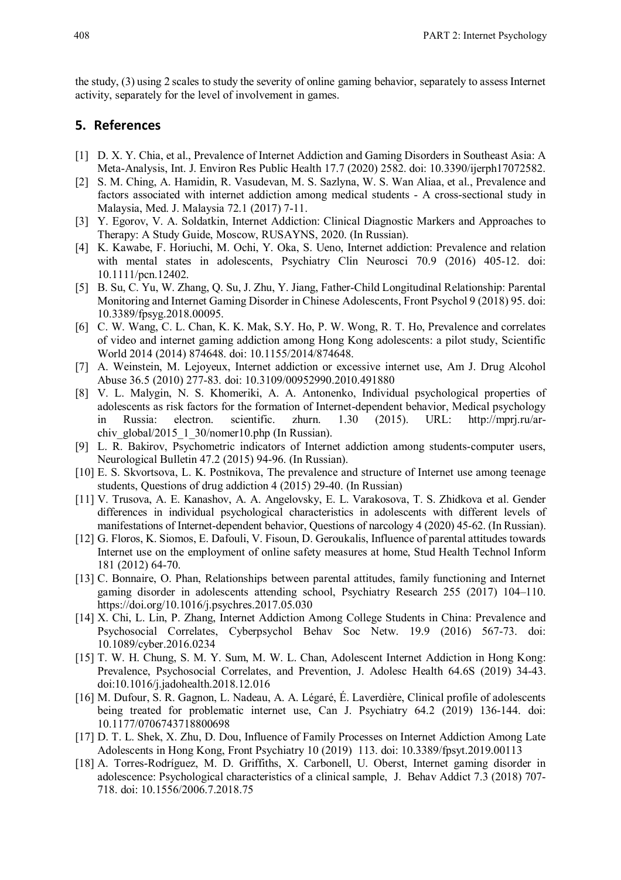the study, (3) using 2 scales to study the severity of online gaming behavior, separately to assess Internet activity, separately for the level of involvement in games.

## 5. References

[1] D. X. Y. Chia, et al., Prevalence of Internet Addiction and Gaming Disorders in Southeast Asia: A Meta-Analysis, Int. J. Environ Res Public Health 17.7 (2020) 2582. doi: 10.3390/ijerph17072582.

[2] S. M. Ching, A. Hamidin, R. Vasudevan, M. S. Sazlyna, W. S. Wan Aliaa, et al., Prevalence and factors associated with internet addiction among medical students - A cross-sectional study in Malaysia, Med. J. Malaysia 72.1 (2017) 7-11.

[3] Y. Egorov, V. A. Soldatkin, Internet Addiction: Clinical Diagnostic Markers and Approaches to Therapy: A Study Guide, Moscow, RUSAYNS, 2020. (In Russian).

[4] K. Kawabe, F. Horiuchi, M. Ochi, Y. Oka, S. Ueno, Internet addiction: Prevalence and relation with mental states in adolescents, Psychiatry Clin Neurosci 70.9 (2016) 405-12. doi: 10.1111/pcn.12402.

[5] B. Su, C. Yu, W. Zhang, Q. Su, J. Zhu, Y. Jiang, Father-Child Longitudinal Relationship: Parental Monitoring and Internet Gaming Disorder in Chinese Adolescents, Front Psychol 9 (2018) 95. doi: 10.3389/fpsyg.2018.00095.

[6] C. W. Wang, C. L. Chan, K. K. Mak, S.Y. Ho, P. W. Wong, R. T. Ho, Prevalence and correlates of video and internet gaming addiction among Hong Kong adolescents: a pilot study, Scientific World 2014 (2014) 874648. doi: 10.1155/2014/874648.

[7] A. Weinstein, M. Lejoyeux, Internet addiction or excessive internet use, Am J. Drug Alcohol Abuse 36.5 (2010) 277-83. doi: 10.3109/00952990.2010.491880

[8] V. L. Malygin, N. S. Khomeriki, A. A. Antonenko, Individual psychological properties of adolescents as risk factors for the formation of Internet-dependent behavior, Medical psychology in Russia: electron. scientific. zhurn. 1.30 (2015). URL: http://mprj.ru/archiv_global/2015_1_30/nomer10.php (In Russian).

[9] L. R. Bakirov, Psychometric indicators of Internet addiction among students-computer users, Neurological Bulletin 47.2 (2015) 94-96. (In Russian).

[10] E. S. Skvortsova, L. K. Postnikova, The prevalence and structure of Internet use among teenage students, Questions of drug addiction 4 (2015) 29-40. (In Russian)

[11] V. Trusova, A. E. Kanashov, A. A. Angelovsky, E. L. Varakosova, T. S. Zhidkova et al. Gender differences in individual psychological characteristics in adolescents with different levels of manifestations of Internet-dependent behavior, Questions of narcology 4 (2020) 45-62. (In Russian).

[12] G. Floros, K. Siomos, E. Dafouli, V. Fisoun, D. Geroukalis, Influence of parental attitudes towards Internet use on the employment of online safety measures at home, Stud Health Technol Inform 181 (2012) 64-70.

[13] C. Bonnaire, O. Phan, Relationships between parental attitudes, family functioning and Internet gaming disorder in adolescents attending school, Psychiatry Research 255 (2017) 104–110. https://doi.org/10.1016/j.psychres.2017.05.030

[14] X. Chi, L. Lin, P. Zhang, Internet Addiction Among College Students in China: Prevalence and Psychosocial Correlates, Cyberpsychol Behav Soc Netw. 19.9 (2016) 567-73. doi: 10.1089/cyber.2016.0234

[15] T. W. H. Chung, S. M. Y. Sum, M. W. L. Chan, Adolescent Internet Addiction in Hong Kong: Prevalence, Psychosocial Correlates, and Prevention, J. Adolesc Health 64.6S (2019) 34-43. doi:10.1016/j.jadohealth.2018.12.016

[16] M. Dufour, S. R. Gagnon, L. Nadeau, A. A. Légaré, É. Laverdière, Clinical profile of adolescents being treated for problematic internet use, Can J. Psychiatry 64.2 (2019) 136-144. doi: 10.1177/0706743718800698

[17] D. T. L. Shek, X. Zhu, D. Dou, Influence of Family Processes on Internet Addiction Among Late Adolescents in Hong Kong, Front Psychiatry 10 (2019) 113. doi: 10.3389/fpsyt.2019.00113

[18] A. Torres-Rodríguez, M. D. Griffiths, X. Carbonell, U. Oberst, Internet gaming disorder in adolescence: Psychological characteristics of a clinical sample, J. Behav Addict 7.3 (2018) 707-718. doi: 10.1556/2006.7.2018.75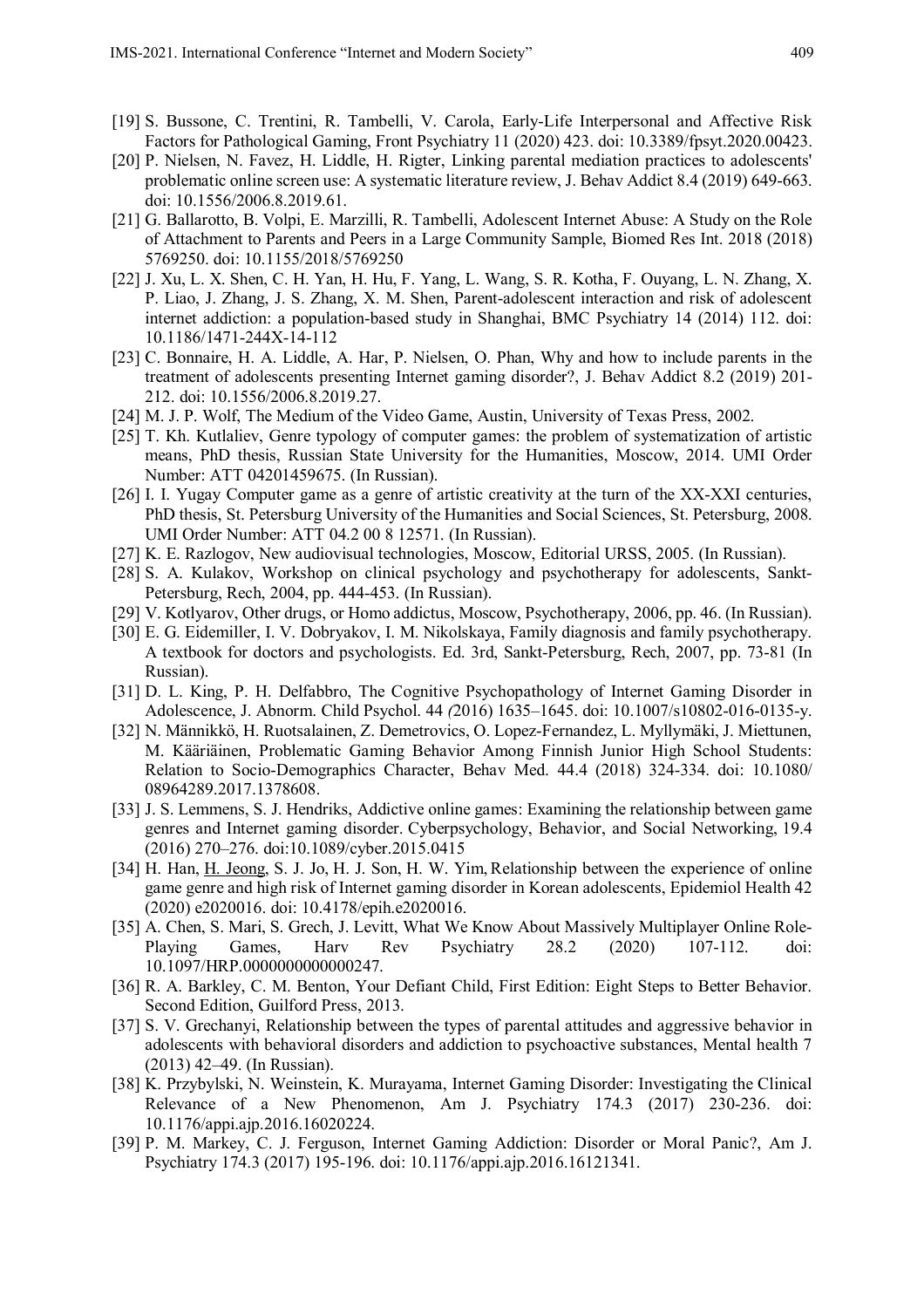[19] S. Bussone, C. Trentini, R. Tambelli, V. Carola, Early-Life Interpersonal and Affective Risk Factors for Pathological Gaming, Front Psychiatry 11 (2020) 423. doi: 10.3389/fpsyt.2020.00423.

[20] P. Nielsen, N. Favez, H. Liddle, H. Rigter, Linking parental mediation practices to adolescents' problematic online screen use: A systematic literature review, J. Behav Addict 8.4 (2019) 649-663. doi: 10.1556/2006.8.2019.61.

[21] G. Ballarotto, B. Volpi, E. Marzilli, R. Tambelli, Adolescent Internet Abuse: A Study on the Role of Attachment to Parents and Peers in a Large Community Sample, Biomed Res Int. 2018 (2018) 5769250. doi: 10.1155/2018/5769250

[22] J. Xu, L. X. Shen, C. H. Yan, H. Hu, F. Yang, L. Wang, S. R. Kotha, F. Ouyang, L. N. Zhang, X. P. Liao, J. Zhang, J. S. Zhang, X. M. Shen, Parent-adolescent interaction and risk of adolescent internet addiction: a population-based study in Shanghai, BMC Psychiatry 14 (2014) 112. doi: 10.1186/1471-244X-14-112

[23] C. Bonnaire, H. A. Liddle, A. Har, P. Nielsen, O. Phan, Why and how to include parents in the treatment of adolescents presenting Internet gaming disorder?, J. Behav Addict 8.2 (2019) 201-212. doi: 10.1556/2006.8.2019.27.

[24] M. J. P. Wolf, The Medium of the Video Game, Austin, University of Texas Press, 2002.

[25] T. Kh. Kutlaliev, Genre typology of computer games: the problem of systematization of artistic means, PhD thesis, Russian State University for the Humanities, Moscow, 2014. UMI Order Number: ATT 04201459675. (In Russian).

[26] I. I. Yugay Computer game as a genre of artistic creativity at the turn of the XX-XXI centuries, PhD thesis, St. Petersburg University of the Humanities and Social Sciences, St. Petersburg, 2008. UMI Order Number: ATT 04.2 00 8 12571. (In Russian).

[27] K. E. Razlogov, New audiovisual technologies, Moscow, Editorial URSS, 2005. (In Russian).

[28] S. A. Kulakov, Workshop on clinical psychology and psychotherapy for adolescents, Sankt-Petersburg, Rech, 2004, pp. 444-453. (In Russian).

[29] V. Kotlyarov, Other drugs, or Homo addictus, Moscow, Psychotherapy, 2006, pp. 46. (In Russian).

[30] E. G. Eidemiller, I. V. Dobryakov, I. M. Nikolskaya, Family diagnosis and family psychotherapy. A textbook for doctors and psychologists. Ed. 3rd, Sankt-Petersburg, Rech, 2007, pp. 73-81 (In Russian).

[31] D. L. King, P. H. Delfabbro, The Cognitive Psychopathology of Internet Gaming Disorder in Adolescence, J. Abnorm. Child Psychol. 44 (2016) 1635–1645. doi: 10.1007/s10802-016-0135-y.

[32] N. Männikkö, H. Ruotsalainen, Z. Demetrovics, O. Lopez-Fernandez, L. Myllymäki, J. Miettunen, M. Kääriäinen, Problematic Gaming Behavior Among Finnish Junior High School Students: Relation to Socio-Demographics Character, Behav Med. 44.4 (2018) 324-334. doi: 10.1080/ 08964289.2017.1378608.

[33] J. S. Lemmens, S. J. Hendriks, Addictive online games: Examining the relationship between game genres and Internet gaming disorder. Cyberpsychology, Behavior, and Social Networking, 19.4 (2016) 270–276. doi:10.1089/cyber.2015.0415

[34] H. Han, H. Jeong, S. J. Jo, H. J. Son, H. W. Yim, Relationship between the experience of online game genre and high risk of Internet gaming disorder in Korean adolescents, Epidemiol Health 42 (2020) e2020016. doi: 10.4178/epih.e2020016.

[35] A. Chen, S. Mari, S. Grech, J. Levitt, What We Know About Massively Multiplayer Online Role-Playing Games, Harv Rev Psychiatry 28.2 (2020) 107-112. doi: 10.1097/HRP.0000000000000247.

[36] R. A. Barkley, C. M. Benton, Your Defiant Child, First Edition: Eight Steps to Better Behavior. Second Edition, Guilford Press, 2013.

[37] S. V. Grechanyi, Relationship between the types of parental attitudes and aggressive behavior in adolescents with behavioral disorders and addiction to psychoactive substances, Mental health 7 (2013) 42–49. (In Russian).

[38] K. Przybylski, N. Weinstein, K. Murayama, Internet Gaming Disorder: Investigating the Clinical Relevance of a New Phenomenon, Am J. Psychiatry 174.3 (2017) 230-236. doi: 10.1176/appi.ajp.2016.16020224.

[39] P. M. Markey, C. J. Ferguson, Internet Gaming Addiction: Disorder or Moral Panic?, Am J. Psychiatry 174.3 (2017) 195-196. doi: 10.1176/appi.ajp.2016.16121341.